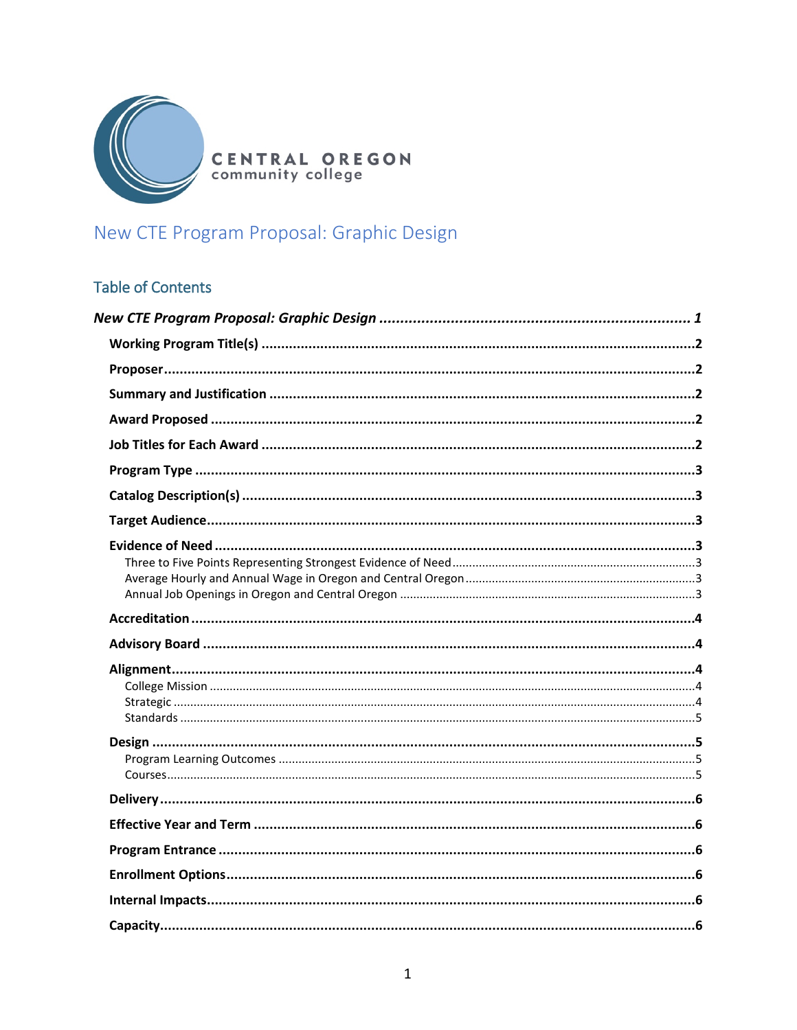CENTRAL OREGON
community college

# New CTE Program Proposal: Graphic Design

## Table of Contents

***New CTE Program Proposal: Graphic Design*** ........................................ ***1***

- **Working Program Title(s)** ........................................ **2**
- **Proposer** ........................................ **2**
- **Summary and Justification** ........................................ **2**
- **Award Proposed** ........................................ **2**
- **Job Titles for Each Award** ........................................ **2**
- **Program Type** ........................................ **3**
- **Catalog Description(s)** ........................................ **3**
- **Target Audience** ........................................ **3**
- **Evidence of Need** ........................................ **3**
  - Three to Five Points Representing Strongest Evidence of Need ........................................ 3
  - Average Hourly and Annual Wage in Oregon and Central Oregon ........................................ 3
  - Annual Job Openings in Oregon and Central Oregon ........................................ 3
- **Accreditation** ........................................ **4**
- **Advisory Board** ........................................ **4**
- **Alignment** ........................................ **4**
  - College Mission ........................................ 4
  - Strategic ........................................ 4
  - Standards ........................................ 5
- **Design** ........................................ **5**
  - Program Learning Outcomes ........................................ 5
  - Courses ........................................ 5
- **Delivery** ........................................ **6**
- **Effective Year and Term** ........................................ **6**
- **Program Entrance** ........................................ **6**
- **Enrollment Options** ........................................ **6**
- **Internal Impacts** ........................................ **6**
- **Capacity** ........................................ **6**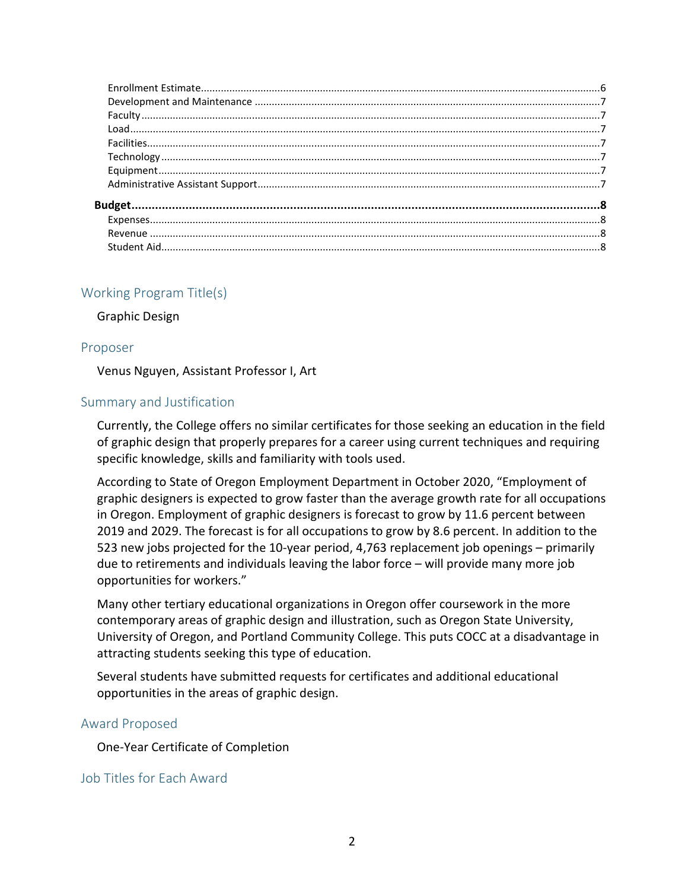Enrollment Estimate.......................................................................................................6
Development and Maintenance .......................................................................................7
Faculty............................................................................................................................7
Load................................................................................................................................7
Facilities..........................................................................................................................7
Technology......................................................................................................................7
Equipment.......................................................................................................................7
Administrative Assistant Support.....................................................................................7

**Budget.............................................................................................................................8**
Expenses..........................................................................................................................8
Revenue ..........................................................................................................................8
Student Aid......................................................................................................................8

## Working Program Title(s)

Graphic Design

## Proposer

Venus Nguyen, Assistant Professor I, Art

## Summary and Justification

Currently, the College offers no similar certificates for those seeking an education in the field of graphic design that properly prepares for a career using current techniques and requiring specific knowledge, skills and familiarity with tools used.

According to State of Oregon Employment Department in October 2020, "Employment of graphic designers is expected to grow faster than the average growth rate for all occupations in Oregon. Employment of graphic designers is forecast to grow by 11.6 percent between 2019 and 2029. The forecast is for all occupations to grow by 8.6 percent. In addition to the 523 new jobs projected for the 10-year period, 4,763 replacement job openings – primarily due to retirements and individuals leaving the labor force – will provide many more job opportunities for workers."

Many other tertiary educational organizations in Oregon offer coursework in the more contemporary areas of graphic design and illustration, such as Oregon State University, University of Oregon, and Portland Community College. This puts COCC at a disadvantage in attracting students seeking this type of education.

Several students have submitted requests for certificates and additional educational opportunities in the areas of graphic design.

## Award Proposed

One-Year Certificate of Completion

## Job Titles for Each Award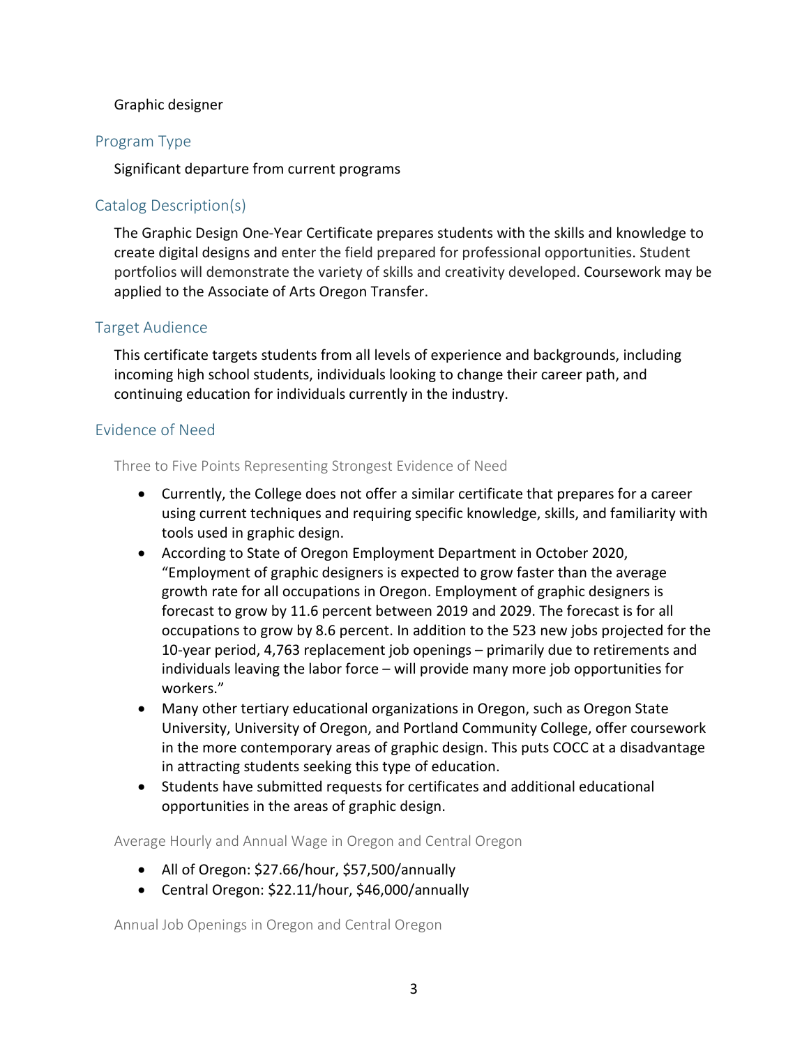Graphic designer

## Program Type

Significant departure from current programs

## Catalog Description(s)

The Graphic Design One-Year Certificate prepares students with the skills and knowledge to create digital designs and enter the field prepared for professional opportunities. Student portfolios will demonstrate the variety of skills and creativity developed. Coursework may be applied to the Associate of Arts Oregon Transfer.

## Target Audience

This certificate targets students from all levels of experience and backgrounds, including incoming high school students, individuals looking to change their career path, and continuing education for individuals currently in the industry.

## Evidence of Need

### Three to Five Points Representing Strongest Evidence of Need

- Currently, the College does not offer a similar certificate that prepares for a career using current techniques and requiring specific knowledge, skills, and familiarity with tools used in graphic design.
- According to State of Oregon Employment Department in October 2020, "Employment of graphic designers is expected to grow faster than the average growth rate for all occupations in Oregon. Employment of graphic designers is forecast to grow by 11.6 percent between 2019 and 2029. The forecast is for all occupations to grow by 8.6 percent. In addition to the 523 new jobs projected for the 10-year period, 4,763 replacement job openings – primarily due to retirements and individuals leaving the labor force – will provide many more job opportunities for workers."
- Many other tertiary educational organizations in Oregon, such as Oregon State University, University of Oregon, and Portland Community College, offer coursework in the more contemporary areas of graphic design. This puts COCC at a disadvantage in attracting students seeking this type of education.
- Students have submitted requests for certificates and additional educational opportunities in the areas of graphic design.

### Average Hourly and Annual Wage in Oregon and Central Oregon

- All of Oregon: $27.66/hour, $57,500/annually
- Central Oregon: $22.11/hour, $46,000/annually

### Annual Job Openings in Oregon and Central Oregon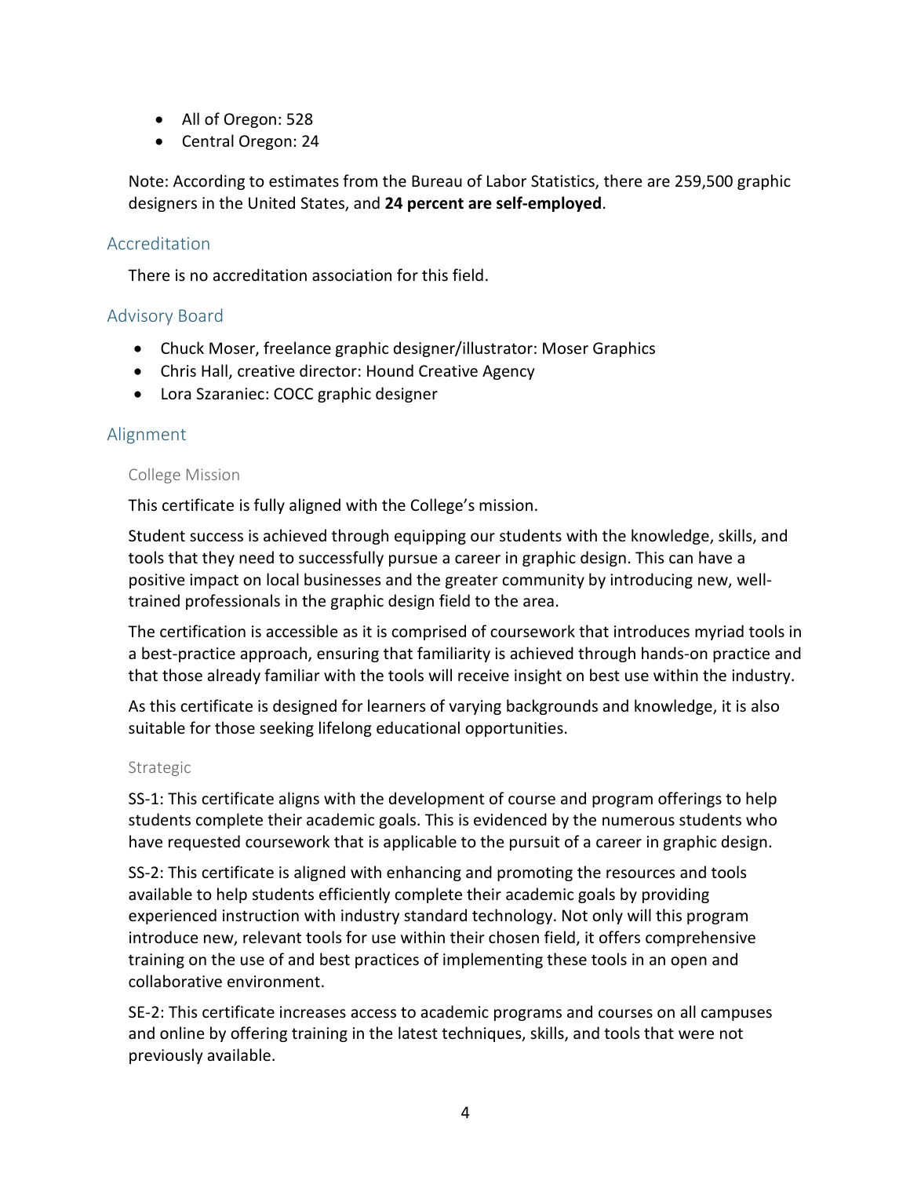- All of Oregon: 528
- Central Oregon: 24

Note: According to estimates from the Bureau of Labor Statistics, there are 259,500 graphic designers in the United States, and **24 percent are self-employed**.

## Accreditation

There is no accreditation association for this field.

## Advisory Board

- Chuck Moser, freelance graphic designer/illustrator: Moser Graphics
- Chris Hall, creative director: Hound Creative Agency
- Lora Szaraniec: COCC graphic designer

## Alignment

### College Mission

This certificate is fully aligned with the College's mission.

Student success is achieved through equipping our students with the knowledge, skills, and tools that they need to successfully pursue a career in graphic design. This can have a positive impact on local businesses and the greater community by introducing new, well-trained professionals in the graphic design field to the area.

The certification is accessible as it is comprised of coursework that introduces myriad tools in a best-practice approach, ensuring that familiarity is achieved through hands-on practice and that those already familiar with the tools will receive insight on best use within the industry.

As this certificate is designed for learners of varying backgrounds and knowledge, it is also suitable for those seeking lifelong educational opportunities.

### Strategic

SS-1: This certificate aligns with the development of course and program offerings to help students complete their academic goals. This is evidenced by the numerous students who have requested coursework that is applicable to the pursuit of a career in graphic design.

SS-2: This certificate is aligned with enhancing and promoting the resources and tools available to help students efficiently complete their academic goals by providing experienced instruction with industry standard technology. Not only will this program introduce new, relevant tools for use within their chosen field, it offers comprehensive training on the use of and best practices of implementing these tools in an open and collaborative environment.

SE-2: This certificate increases access to academic programs and courses on all campuses and online by offering training in the latest techniques, skills, and tools that were not previously available.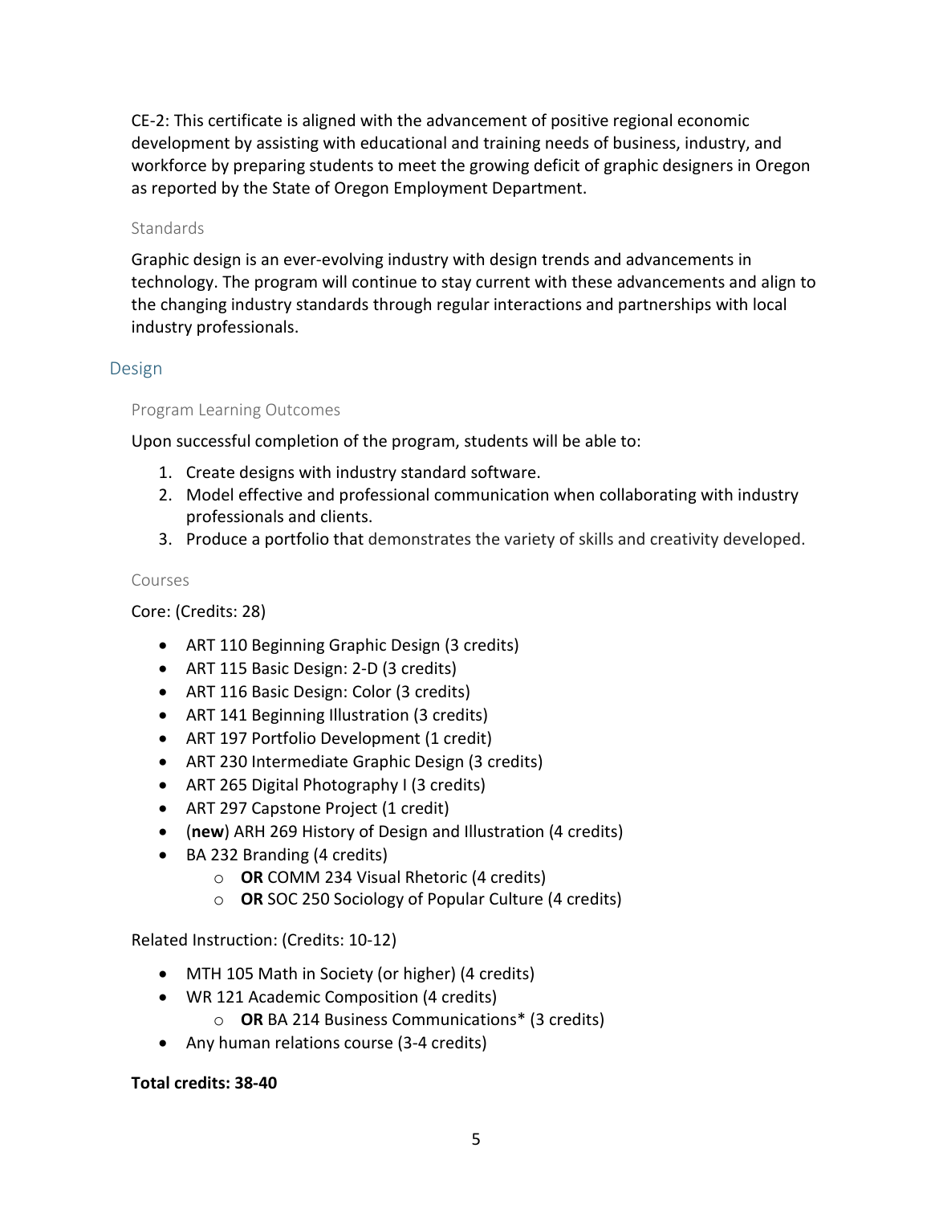CE-2: This certificate is aligned with the advancement of positive regional economic development by assisting with educational and training needs of business, industry, and workforce by preparing students to meet the growing deficit of graphic designers in Oregon as reported by the State of Oregon Employment Department.

### Standards

Graphic design is an ever-evolving industry with design trends and advancements in technology. The program will continue to stay current with these advancements and align to the changing industry standards through regular interactions and partnerships with local industry professionals.

## Design

### Program Learning Outcomes

Upon successful completion of the program, students will be able to:

1. Create designs with industry standard software.
2. Model effective and professional communication when collaborating with industry professionals and clients.
3. Produce a portfolio that demonstrates the variety of skills and creativity developed.

### Courses

Core: (Credits: 28)

- ART 110 Beginning Graphic Design (3 credits)
- ART 115 Basic Design: 2-D (3 credits)
- ART 116 Basic Design: Color (3 credits)
- ART 141 Beginning Illustration (3 credits)
- ART 197 Portfolio Development (1 credit)
- ART 230 Intermediate Graphic Design (3 credits)
- ART 265 Digital Photography I (3 credits)
- ART 297 Capstone Project (1 credit)
- (**new**) ARH 269 History of Design and Illustration (4 credits)
- BA 232 Branding (4 credits)
    - **OR** COMM 234 Visual Rhetoric (4 credits)
    - **OR** SOC 250 Sociology of Popular Culture (4 credits)

Related Instruction: (Credits: 10-12)

- MTH 105 Math in Society (or higher) (4 credits)
- WR 121 Academic Composition (4 credits)
    - **OR** BA 214 Business Communications* (3 credits)
- Any human relations course (3-4 credits)

**Total credits: 38-40**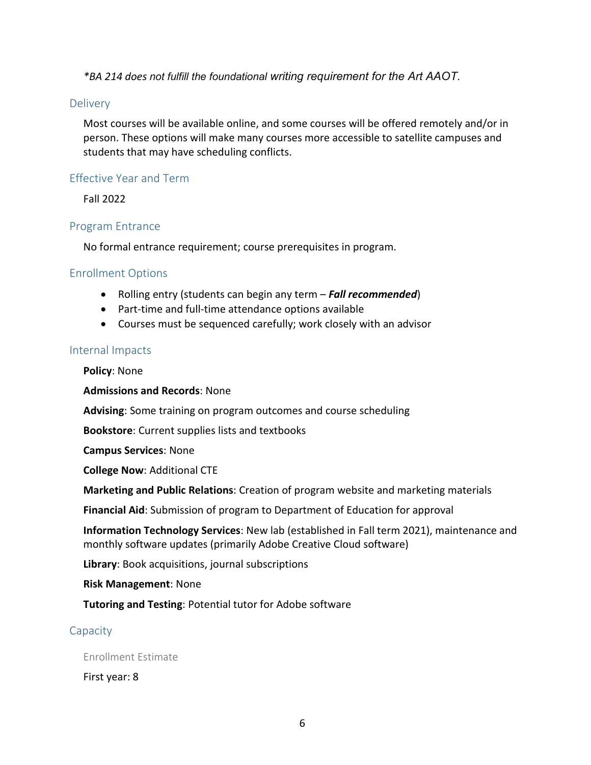*\*BA 214 does not fulfill the foundational writing requirement for the Art AAOT.*

## Delivery

Most courses will be available online, and some courses will be offered remotely and/or in person. These options will make many courses more accessible to satellite campuses and students that may have scheduling conflicts.

## Effective Year and Term

Fall 2022

## Program Entrance

No formal entrance requirement; course prerequisites in program.

## Enrollment Options

- Rolling entry (students can begin any term – ***Fall recommended***)
- Part-time and full-time attendance options available
- Courses must be sequenced carefully; work closely with an advisor

## Internal Impacts

**Policy**: None

**Admissions and Records**: None

**Advising**: Some training on program outcomes and course scheduling

**Bookstore**: Current supplies lists and textbooks

**Campus Services**: None

**College Now**: Additional CTE

**Marketing and Public Relations**: Creation of program website and marketing materials

**Financial Aid**: Submission of program to Department of Education for approval

**Information Technology Services**: New lab (established in Fall term 2021), maintenance and monthly software updates (primarily Adobe Creative Cloud software)

**Library**: Book acquisitions, journal subscriptions

**Risk Management**: None

**Tutoring and Testing**: Potential tutor for Adobe software

## Capacity

### Enrollment Estimate

First year: 8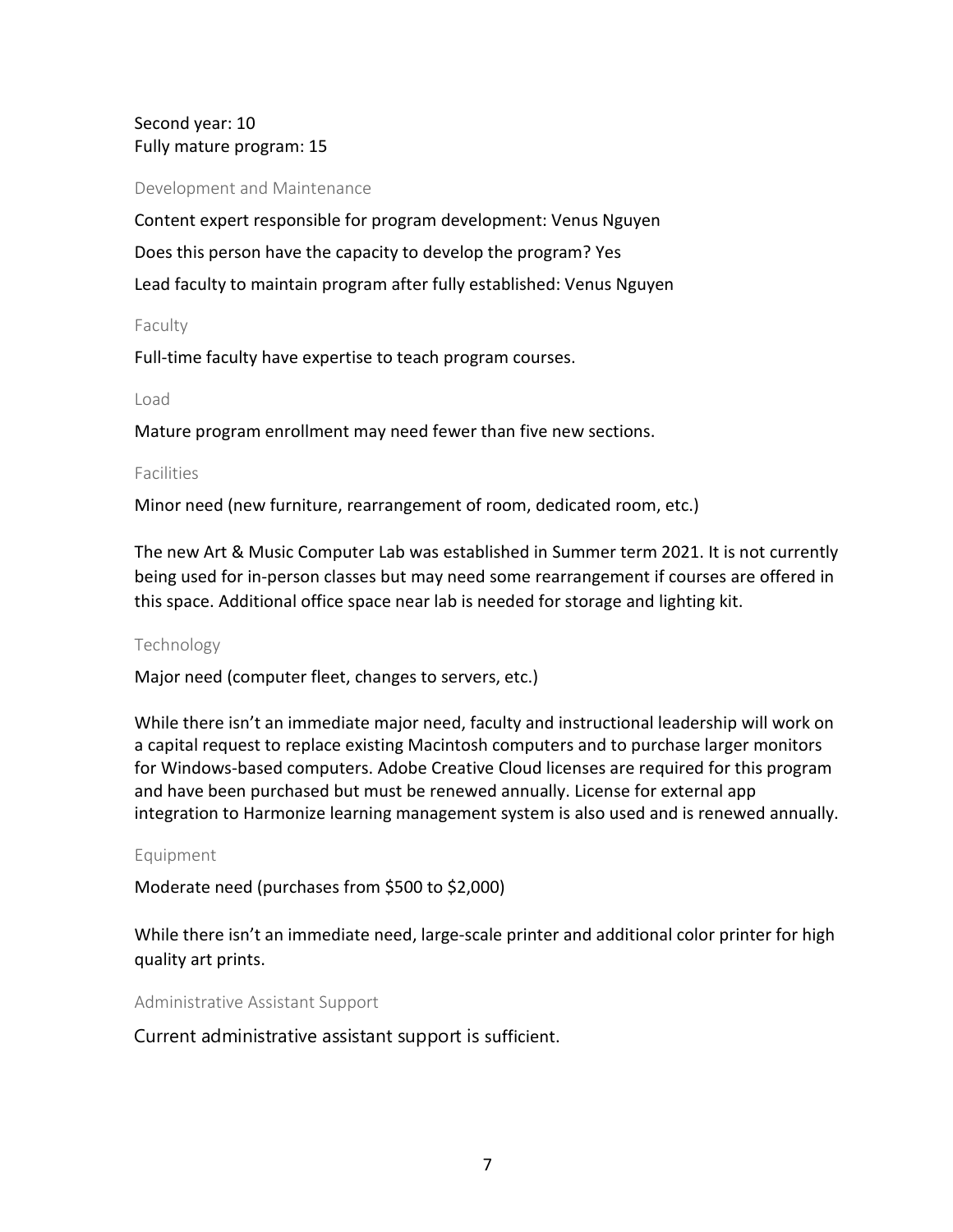Second year: 10
Fully mature program: 15

### Development and Maintenance

Content expert responsible for program development: Venus Nguyen

Does this person have the capacity to develop the program? Yes

Lead faculty to maintain program after fully established: Venus Nguyen

### Faculty

Full-time faculty have expertise to teach program courses.

### Load

Mature program enrollment may need fewer than five new sections.

### Facilities

Minor need (new furniture, rearrangement of room, dedicated room, etc.)

The new Art & Music Computer Lab was established in Summer term 2021. It is not currently being used for in-person classes but may need some rearrangement if courses are offered in this space. Additional office space near lab is needed for storage and lighting kit.

### Technology

Major need (computer fleet, changes to servers, etc.)

While there isn't an immediate major need, faculty and instructional leadership will work on a capital request to replace existing Macintosh computers and to purchase larger monitors for Windows-based computers. Adobe Creative Cloud licenses are required for this program and have been purchased but must be renewed annually. License for external app integration to Harmonize learning management system is also used and is renewed annually.

### Equipment

Moderate need (purchases from $500 to $2,000)

While there isn't an immediate need, large-scale printer and additional color printer for high quality art prints.

### Administrative Assistant Support

Current administrative assistant support is sufficient.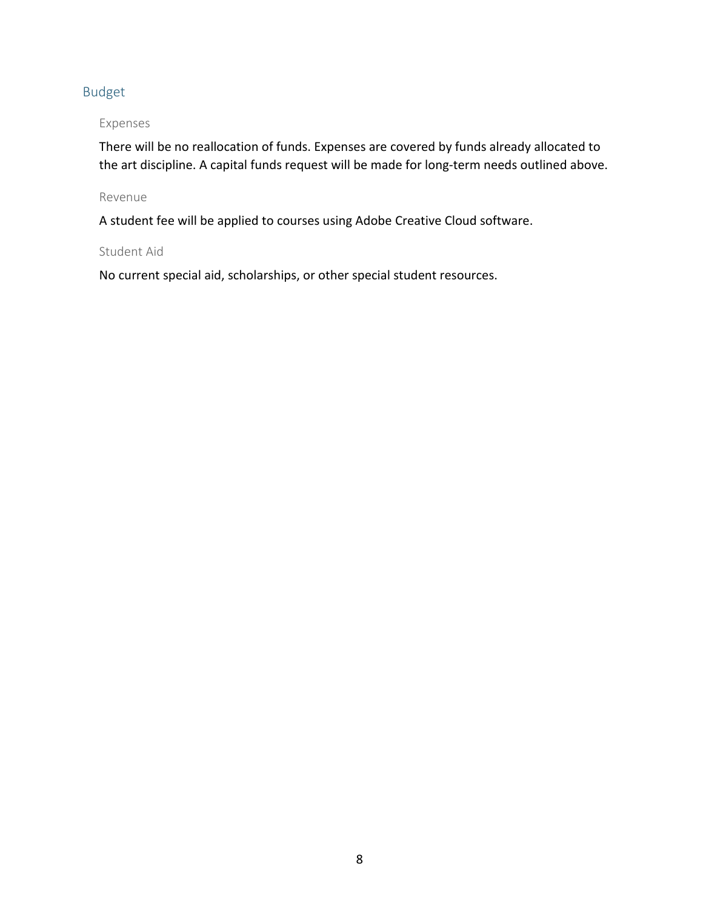## Budget

### Expenses

There will be no reallocation of funds. Expenses are covered by funds already allocated to the art discipline. A capital funds request will be made for long-term needs outlined above.

### Revenue

A student fee will be applied to courses using Adobe Creative Cloud software.

### Student Aid

No current special aid, scholarships, or other special student resources.